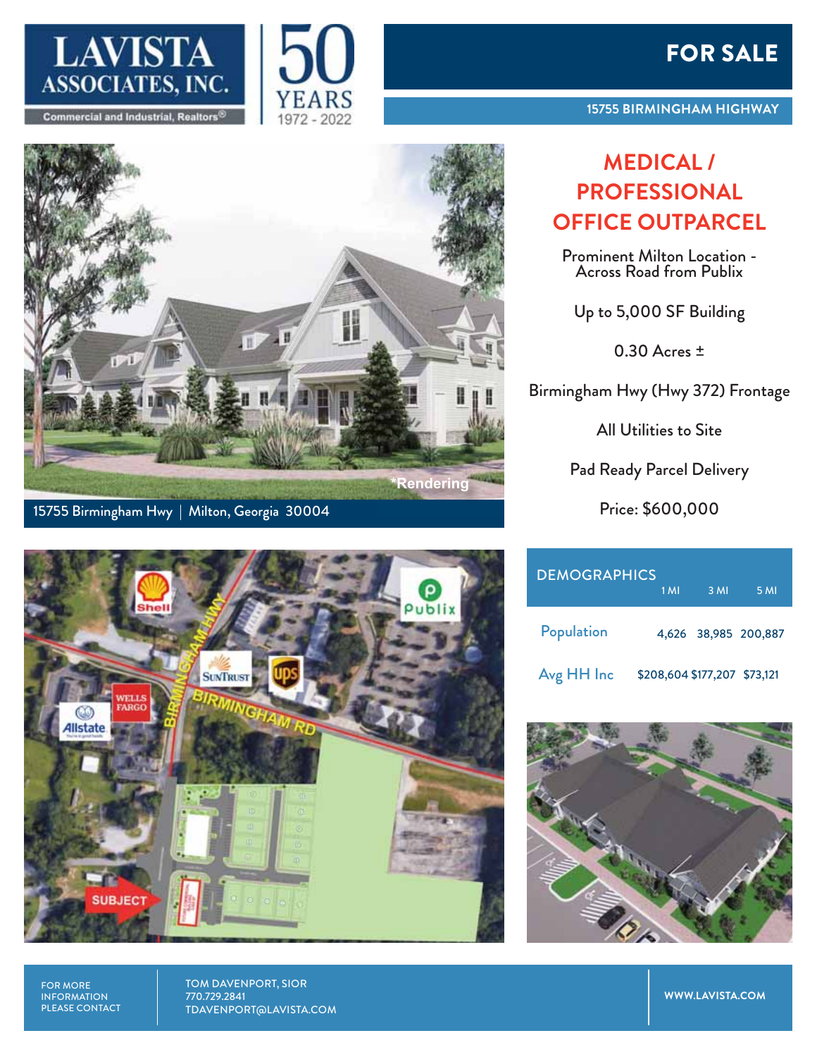LAVISTA ASSOCIATES, INC.
Commercial and Industrial, Realtors®

50 YEARS 1972 - 2022

# FOR SALE

**15755 BIRMINGHAM HIGHWAY**

*Rendering

15755 Birmingham Hwy | Milton, Georgia 30004

## MEDICAL / PROFESSIONAL OFFICE OUTPARCEL

Prominent Milton Location - Across Road from Publix

Up to 5,000 SF Building

0.30 Acres ±

Birmingham Hwy (Hwy 372) Frontage

All Utilities to Site

Pad Ready Parcel Delivery

Price: $600,000

| DEMOGRAPHICS | 1 MI | 3 MI | 5 MI |
|---|---|---|---|
| Population | 4,626 | 38,985 | 200,887 |
| Avg HH Inc | $208,604 | $177,207 | $73,121 |

FOR MORE INFORMATION PLEASE CONTACT

TOM DAVENPORT, SIOR
770.729.2841
TDAVENPORT@LAVISTA.COM

WWW.LAVISTA.COM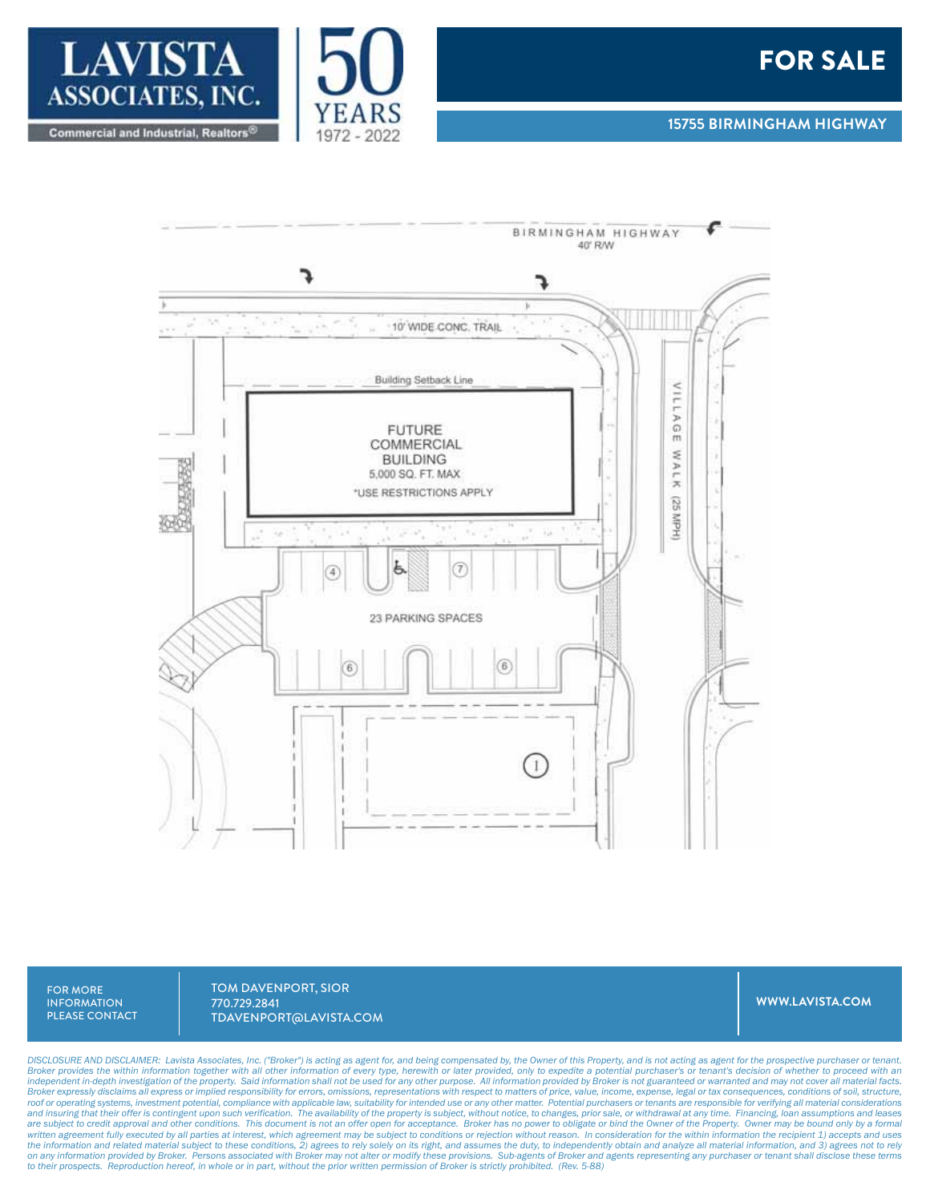# FOR SALE

**15755 BIRMINGHAM HIGHWAY**

BIRMINGHAM HIGHWAY
40' R/W

10' WIDE CONC. TRAIL

Building Setback Line

FUTURE
COMMERCIAL
BUILDING
5,000 SQ. FT. MAX
*USE RESTRICTIONS APPLY

VILLAGE WALK (25 MPH)

4

7

23 PARKING SPACES

6

6

1

FOR MORE INFORMATION PLEASE CONTACT

TOM DAVENPORT, SIOR
770.729.2841
TDAVENPORT@LAVISTA.COM

WWW.LAVISTA.COM

*DISCLOSURE AND DISCLAIMER: Lavista Associates, Inc. ("Broker") is acting as agent for, and being compensated by, the Owner of this Property, and is not acting as agent for the prospective purchaser or tenant. Broker provides the within information together with all other information of every type, herewith or later provided, only to expedite a potential purchaser's or tenant's decision of whether to proceed with an independent in-depth investigation of the property. Said information shall not be used for any other purpose. All information provided by Broker is not guaranteed or warranted and may not cover all material facts. Broker expressly disclaims all express or implied responsibility for errors, omissions, representations with respect to matters of price, value, income, expense, legal or tax consequences, conditions of soil, structure, roof or operating systems, investment potential, compliance with applicable law, suitability for intended use or any other matter. Potential purchasers or tenants are responsible for verifying all material considerations and insuring that their offer is contingent upon such verification. The availability of the property is subject, without notice, to changes, prior sale, or withdrawal at any time. Financing, loan assumptions and leases are subject to credit approval and other conditions. This document is not an offer open for acceptance. Broker has no power to obligate or bind the Owner of the Property. Owner may be bound only by a formal written agreement fully executed by all parties at interest, which agreement may be subject to conditions or rejection without reason. In consideration for the within information the recipient 1) accepts and uses the information and related material subject to these conditions, 2) agrees to rely solely on its right, and assumes the duty, to independently obtain and analyze all material information, and 3) agrees not to rely on any information provided by Broker. Persons associated with Broker may not alter or modify these provisions. Sub-agents of Broker and agents representing any purchaser or tenant shall disclose these terms to their prospects. Reproduction hereof, in whole or in part, without the prior written permission of Broker is strictly prohibited. (Rev. 5-88)*